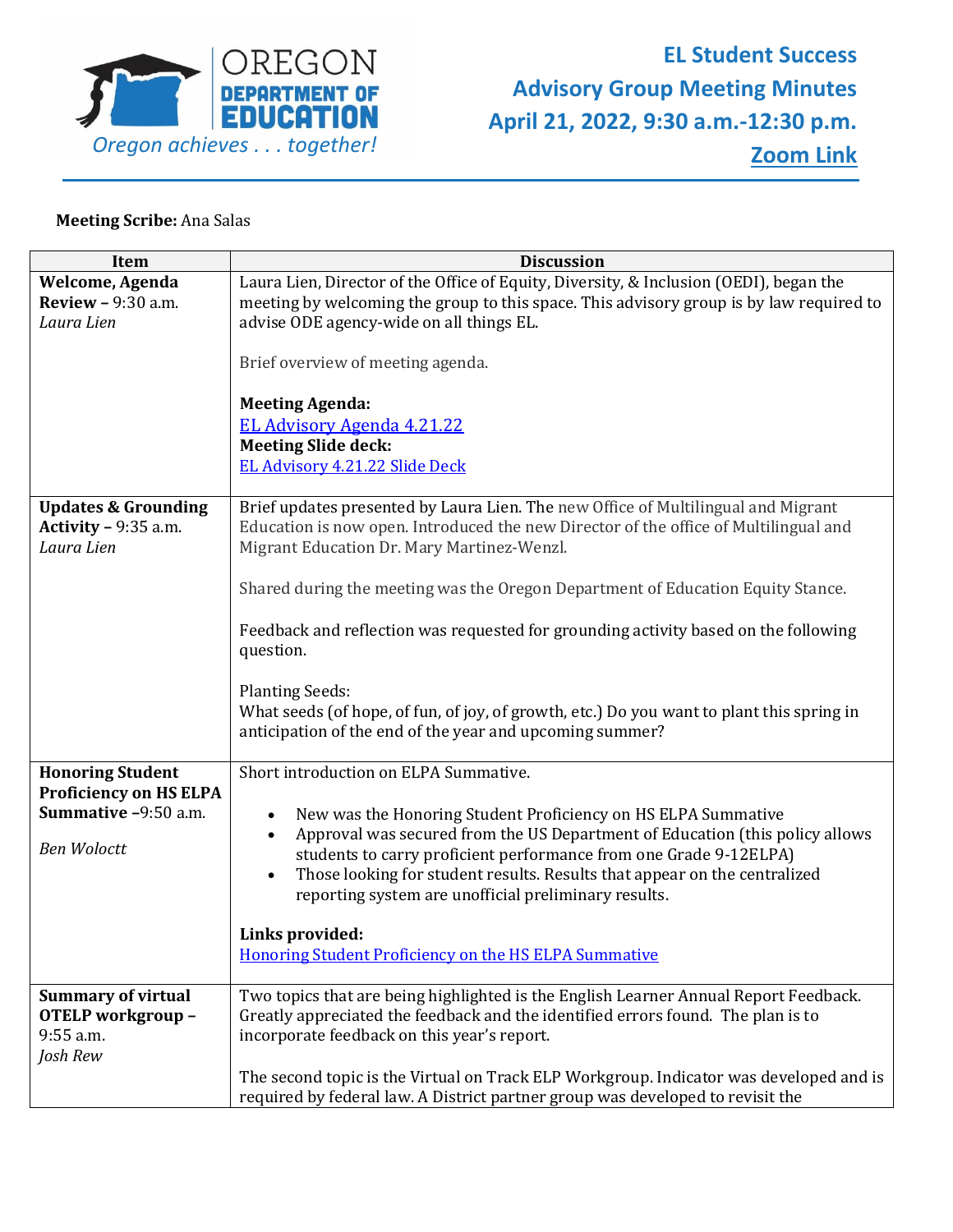Oregon achieves . . . together!

# EL Student Success Advisory Group Meeting Minutes

## April 21, 2022, 9:30 a.m.-12:30 p.m.

[Zoom Link]

**Meeting Scribe:** Ana Salas

| Item | Discussion |
|---|---|
| **Welcome, Agenda Review –** 9:30 a.m.<br>*Laura Lien* | Laura Lien, Director of the Office of Equity, Diversity, & Inclusion (OEDI), began the meeting by welcoming the group to this space. This advisory group is by law required to advise ODE agency-wide on all things EL.<br><br>Brief overview of meeting agenda.<br><br>**Meeting Agenda:**<br>EL Advisory Agenda 4.21.22<br>**Meeting Slide deck:**<br>EL Advisory 4.21.22 Slide Deck |
| **Updates & Grounding Activity –** 9:35 a.m.<br>*Laura Lien* | Brief updates presented by Laura Lien. The new Office of Multilingual and Migrant Education is now open. Introduced the new Director of the office of Multilingual and Migrant Education Dr. Mary Martinez-Wenzl.<br><br>Shared during the meeting was the Oregon Department of Education Equity Stance.<br><br>Feedback and reflection was requested for grounding activity based on the following question.<br><br>Planting Seeds:<br>What seeds (of hope, of fun, of joy, of growth, etc.) Do you want to plant this spring in anticipation of the end of the year and upcoming summer? |
| **Honoring Student Proficiency on HS ELPA Summative –**9:50 a.m.<br><br>*Ben Wolcott* | Short introduction on ELPA Summative.<br><br>• New was the Honoring Student Proficiency on HS ELPA Summative<br>• Approval was secured from the US Department of Education (this policy allows students to carry proficient performance from one Grade 9-12ELPA)<br>• Those looking for student results. Results that appear on the centralized reporting system are unofficial preliminary results.<br><br>**Links provided:**<br>Honoring Student Proficiency on the HS ELPA Summative |
| **Summary of virtual OTELP workgroup –** 9:55 a.m.<br>*Josh Rew* | Two topics that are being highlighted is the English Learner Annual Report Feedback. Greatly appreciated the feedback and the identified errors found. The plan is to incorporate feedback on this year's report.<br><br>The second topic is the Virtual on Track ELP Workgroup. Indicator was developed and is required by federal law. A District partner group was developed to revisit the |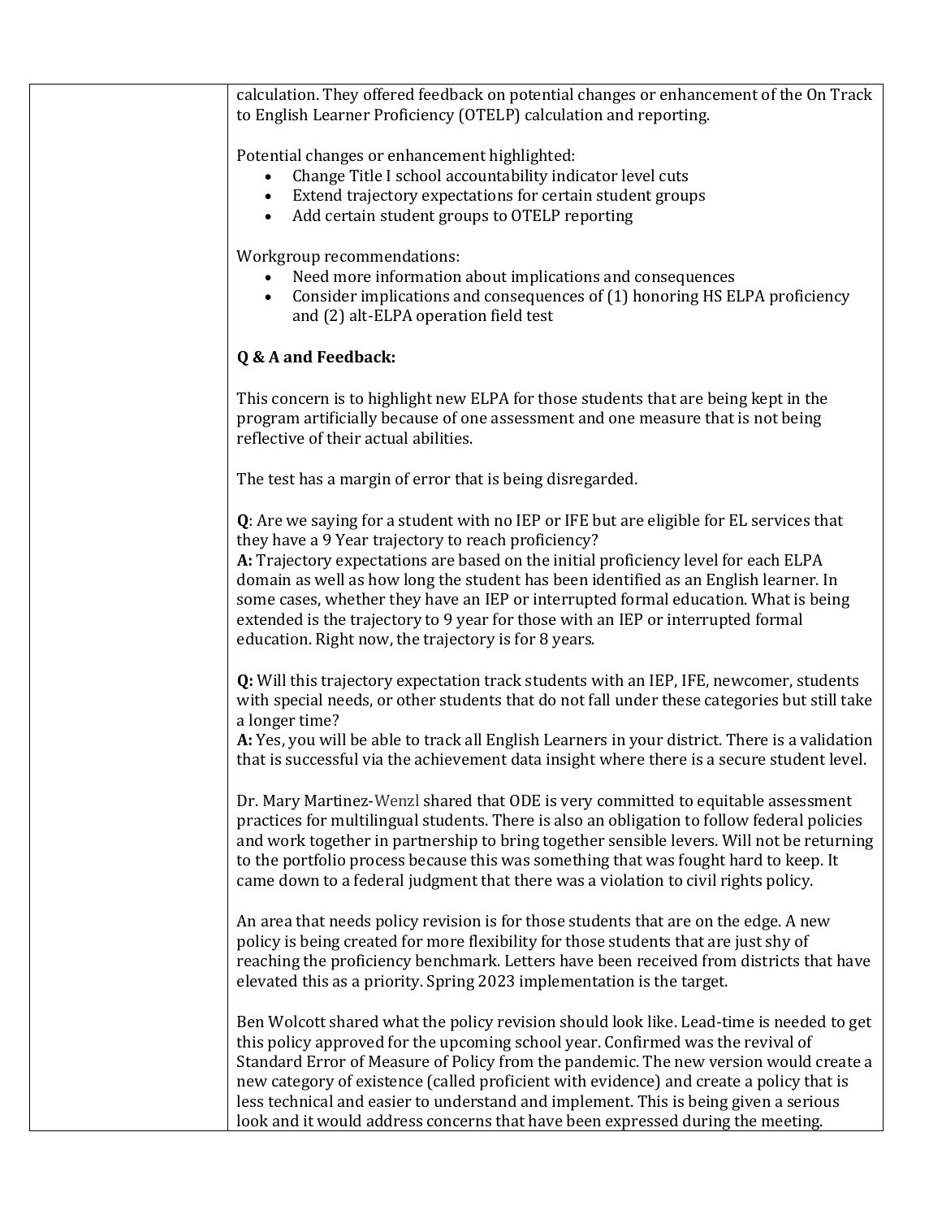calculation. They offered feedback on potential changes or enhancement of the On Track to English Learner Proficiency (OTELP) calculation and reporting.

Potential changes or enhancement highlighted:

- Change Title I school accountability indicator level cuts
- Extend trajectory expectations for certain student groups
- Add certain student groups to OTELP reporting

Workgroup recommendations:

- Need more information about implications and consequences
- Consider implications and consequences of (1) honoring HS ELPA proficiency and (2) alt-ELPA operation field test

**Q & A and Feedback:**

This concern is to highlight new ELPA for those students that are being kept in the program artificially because of one assessment and one measure that is not being reflective of their actual abilities.

The test has a margin of error that is being disregarded.

**Q**: Are we saying for a student with no IEP or IFE but are eligible for EL services that they have a 9 Year trajectory to reach proficiency?
**A:** Trajectory expectations are based on the initial proficiency level for each ELPA domain as well as how long the student has been identified as an English learner. In some cases, whether they have an IEP or interrupted formal education. What is being extended is the trajectory to 9 year for those with an IEP or interrupted formal education. Right now, the trajectory is for 8 years.

**Q:** Will this trajectory expectation track students with an IEP, IFE, newcomer, students with special needs, or other students that do not fall under these categories but still take a longer time?
**A:** Yes, you will be able to track all English Learners in your district. There is a validation that is successful via the achievement data insight where there is a secure student level.

Dr. Mary Martinez-Wenzl shared that ODE is very committed to equitable assessment practices for multilingual students. There is also an obligation to follow federal policies and work together in partnership to bring together sensible levers. Will not be returning to the portfolio process because this was something that was fought hard to keep. It came down to a federal judgment that there was a violation to civil rights policy.

An area that needs policy revision is for those students that are on the edge. A new policy is being created for more flexibility for those students that are just shy of reaching the proficiency benchmark. Letters have been received from districts that have elevated this as a priority. Spring 2023 implementation is the target.

Ben Wolcott shared what the policy revision should look like. Lead-time is needed to get this policy approved for the upcoming school year. Confirmed was the revival of Standard Error of Measure of Policy from the pandemic. The new version would create a new category of existence (called proficient with evidence) and create a policy that is less technical and easier to understand and implement. This is being given a serious look and it would address concerns that have been expressed during the meeting.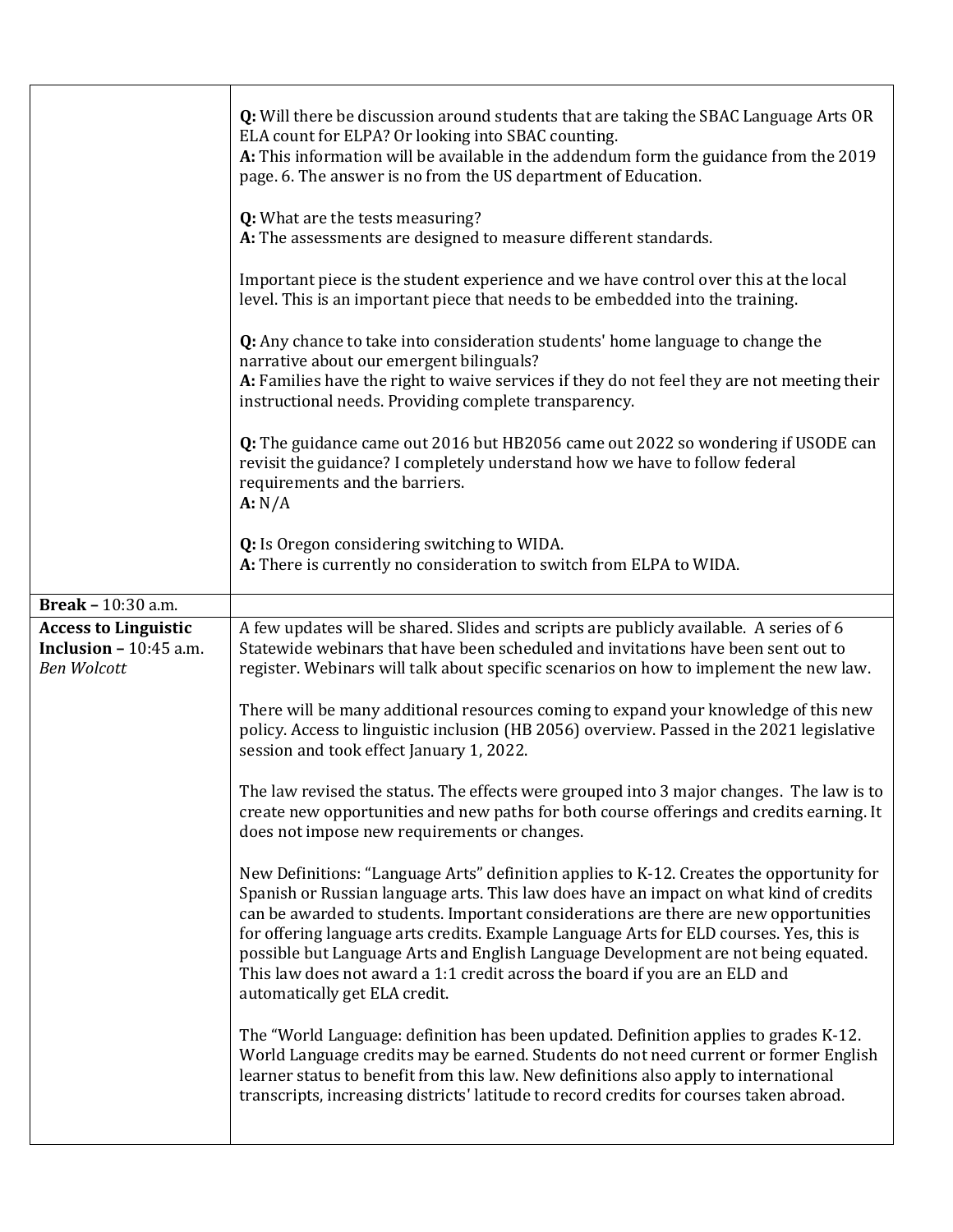| | |
|---|---|
| | **Q:** Will there be discussion around students that are taking the SBAC Language Arts OR ELA count for ELPA? Or looking into SBAC counting.<br>**A:** This information will be available in the addendum form the guidance from the 2019 page. 6. The answer is no from the US department of Education.<br><br>**Q:** What are the tests measuring?<br>**A:** The assessments are designed to measure different standards.<br><br>Important piece is the student experience and we have control over this at the local level. This is an important piece that needs to be embedded into the training.<br><br>**Q:** Any chance to take into consideration students' home language to change the narrative about our emergent bilinguals?<br>**A:** Families have the right to waive services if they do not feel they are not meeting their instructional needs. Providing complete transparency.<br><br>**Q:** The guidance came out 2016 but HB2056 came out 2022 so wondering if USODE can revisit the guidance? I completely understand how we have to follow federal requirements and the barriers.<br>**A:** N/A<br><br>**Q:** Is Oregon considering switching to WIDA.<br>**A:** There is currently no consideration to switch from ELPA to WIDA. |
| **Break –** 10:30 a.m. | |
| **Access to Linguistic Inclusion –** 10:45 a.m.<br>*Ben Wolcott* | A few updates will be shared. Slides and scripts are publicly available. A series of 6 Statewide webinars that have been scheduled and invitations have been sent out to register. Webinars will talk about specific scenarios on how to implement the new law.<br><br>There will be many additional resources coming to expand your knowledge of this new policy. Access to linguistic inclusion (HB 2056) overview. Passed in the 2021 legislative session and took effect January 1, 2022.<br><br>The law revised the status. The effects were grouped into 3 major changes. The law is to create new opportunities and new paths for both course offerings and credits earning. It does not impose new requirements or changes.<br><br>New Definitions: "Language Arts" definition applies to K-12. Creates the opportunity for Spanish or Russian language arts. This law does have an impact on what kind of credits can be awarded to students. Important considerations are there are new opportunities for offering language arts credits. Example Language Arts for ELD courses. Yes, this is possible but Language Arts and English Language Development are not being equated. This law does not award a 1:1 credit across the board if you are an ELD and automatically get ELA credit.<br><br>The "World Language: definition has been updated. Definition applies to grades K-12. World Language credits may be earned. Students do not need current or former English learner status to benefit from this law. New definitions also apply to international transcripts, increasing districts' latitude to record credits for courses taken abroad. |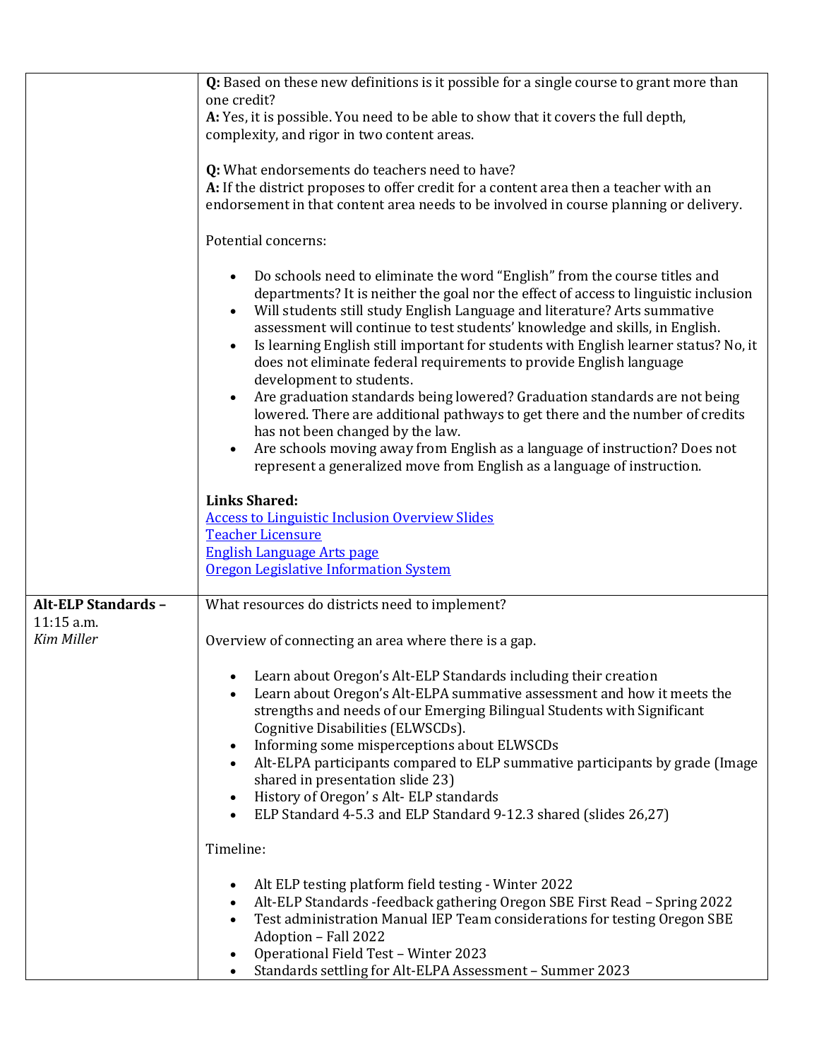| | |
|---|---|
| | **Q:** Based on these new definitions is it possible for a single course to grant more than one credit?<br>**A:** Yes, it is possible. You need to be able to show that it covers the full depth, complexity, and rigor in two content areas.<br><br>**Q:** What endorsements do teachers need to have?<br>**A:** If the district proposes to offer credit for a content area then a teacher with an endorsement in that content area needs to be involved in course planning or delivery.<br><br>Potential concerns:<br><br>• Do schools need to eliminate the word "English" from the course titles and departments? It is neither the goal nor the effect of access to linguistic inclusion<br>• Will students still study English Language and literature? Arts summative assessment will continue to test students' knowledge and skills, in English.<br>• Is learning English still important for students with English learner status? No, it does not eliminate federal requirements to provide English language development to students.<br>• Are graduation standards being lowered? Graduation standards are not being lowered. There are additional pathways to get there and the number of credits has not been changed by the law.<br>• Are schools moving away from English as a language of instruction? Does not represent a generalized move from English as a language of instruction.<br><br>**Links Shared:**<br>Access to Linguistic Inclusion Overview Slides<br>Teacher Licensure<br>English Language Arts page<br>Oregon Legislative Information System |
| **Alt-ELP Standards –** 11:15 a.m.<br>*Kim Miller* | What resources do districts need to implement?<br><br>Overview of connecting an area where there is a gap.<br><br>• Learn about Oregon's Alt-ELP Standards including their creation<br>• Learn about Oregon's Alt-ELPA summative assessment and how it meets the strengths and needs of our Emerging Bilingual Students with Significant Cognitive Disabilities (ELWSCDs).<br>• Informing some misperceptions about ELWSCDs<br>• Alt-ELPA participants compared to ELP summative participants by grade (Image shared in presentation slide 23)<br>• History of Oregon' s Alt- ELP standards<br>• ELP Standard 4-5.3 and ELP Standard 9-12.3 shared (slides 26,27)<br><br>Timeline:<br><br>• Alt ELP testing platform field testing - Winter 2022<br>• Alt-ELP Standards -feedback gathering Oregon SBE First Read – Spring 2022<br>• Test administration Manual IEP Team considerations for testing Oregon SBE Adoption – Fall 2022<br>• Operational Field Test – Winter 2023<br>• Standards settling for Alt-ELPA Assessment – Summer 2023 |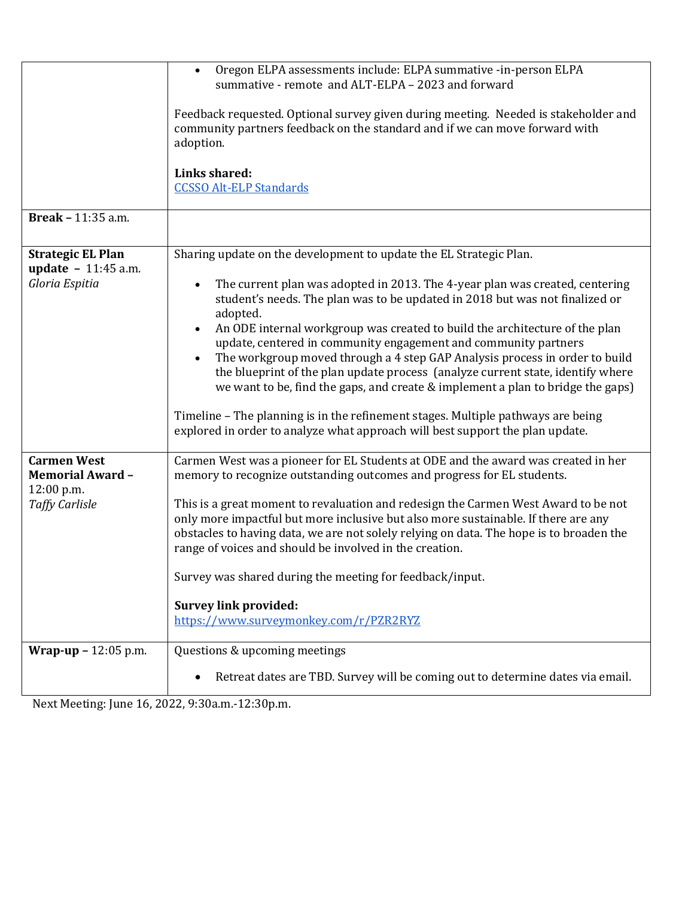| | |
|---|---|
| | • Oregon ELPA assessments include: ELPA summative -in-person ELPA summative - remote and ALT-ELPA – 2023 and forward<br><br>Feedback requested. Optional survey given during meeting. Needed is stakeholder and community partners feedback on the standard and if we can move forward with adoption.<br><br>**Links shared:**<br>[CCSSO Alt-ELP Standards]() |
| **Break –** 11:35 a.m. | |
| **Strategic EL Plan update –** 11:45 a.m.<br>*Gloria Espitia* | Sharing update on the development to update the EL Strategic Plan.<br><br>• The current plan was adopted in 2013. The 4-year plan was created, centering student's needs. The plan was to be updated in 2018 but was not finalized or adopted.<br>• An ODE internal workgroup was created to build the architecture of the plan update, centered in community engagement and community partners<br>• The workgroup moved through a 4 step GAP Analysis process in order to build the blueprint of the plan update process (analyze current state, identify where we want to be, find the gaps, and create & implement a plan to bridge the gaps)<br><br>Timeline – The planning is in the refinement stages. Multiple pathways are being explored in order to analyze what approach will best support the plan update. |
| **Carmen West Memorial Award –** 12:00 p.m.<br>*Taffy Carlisle* | Carmen West was a pioneer for EL Students at ODE and the award was created in her memory to recognize outstanding outcomes and progress for EL students.<br><br>This is a great moment to revaluation and redesign the Carmen West Award to be not only more impactful but more inclusive but also more sustainable. If there are any obstacles to having data, we are not solely relying on data. The hope is to broaden the range of voices and should be involved in the creation.<br><br>Survey was shared during the meeting for feedback/input.<br><br>**Survey link provided:**<br>https://www.surveymonkey.com/r/PZR2RYZ |
| **Wrap-up –** 12:05 p.m. | Questions & upcoming meetings<br><br>• Retreat dates are TBD. Survey will be coming out to determine dates via email. |

Next Meeting: June 16, 2022, 9:30a.m.-12:30p.m.